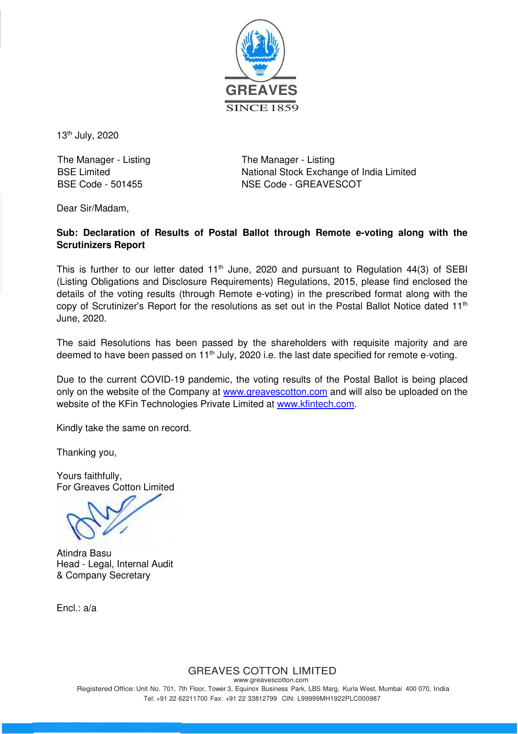GREAVES

SINCE 1859

13th July, 2020

The Manager - Listing
BSE Limited
BSE Code - 501455

The Manager - Listing
National Stock Exchange of India Limited
NSE Code - GREAVESCOT

Dear Sir/Madam,

**Sub: Declaration of Results of Postal Ballot through Remote e-voting along with the Scrutinizers Report**

This is further to our letter dated 11th June, 2020 and pursuant to Regulation 44(3) of SEBI (Listing Obligations and Disclosure Requirements) Regulations, 2015, please find enclosed the details of the voting results (through Remote e-voting) in the prescribed format along with the copy of Scrutinizer's Report for the resolutions as set out in the Postal Ballot Notice dated 11th June, 2020.

The said Resolutions has been passed by the shareholders with requisite majority and are deemed to have been passed on 11th July, 2020 i.e. the last date specified for remote e-voting.

Due to the current COVID-19 pandemic, the voting results of the Postal Ballot is being placed only on the website of the Company at www.greavescotton.com and will also be uploaded on the website of the KFin Technologies Private Limited at www.kfintech.com.

Kindly take the same on record.

Thanking you,

Yours faithfully,
For Greaves Cotton Limited

Atindra Basu
Head - Legal, Internal Audit
& Company Secretary

Encl.: a/a

GREAVES COTTON LIMITED
www.greavescotton.com
Registered Office: Unit No. 701, 7th Floor, Tower 3, Equinox Business Park, LBS Marg, Kurla West, Mumbai 400 070, India
Tel: +91 22 62211700 Fax: +91 22 33812799 CIN: L99999MH1922PLC000987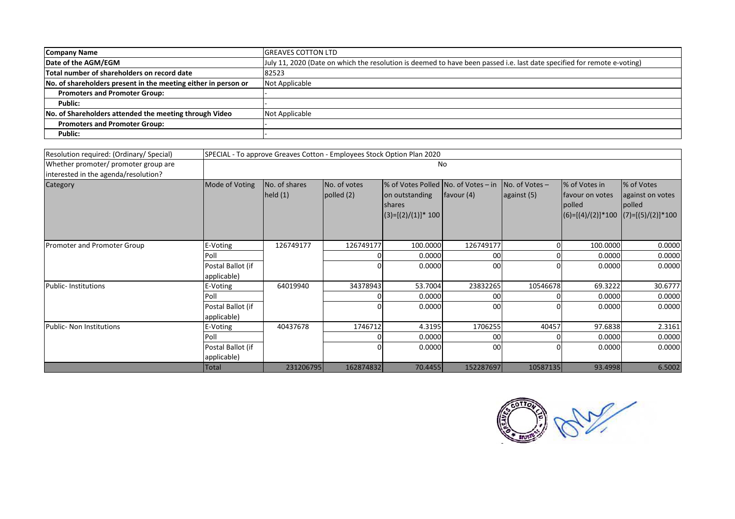| | |
|---|---|
| **Company Name** | GREAVES COTTON LTD |
| **Date of the AGM/EGM** | July 11, 2020 (Date on which the resolution is deemed to have been passed i.e. last date specified for remote e-voting) |
| **Total number of shareholders on record date** | 82523 |
| **No. of shareholders present in the meeting either in person or** | Not Applicable |
| **Promoters and Promoter Group:** | - |
| **Public:** | - |
| **No. of Shareholders attended the meeting through Video** | Not Applicable |
| **Promoters and Promoter Group:** | - |
| **Public:** | - |

| Resolution required: (Ordinary/ Special) | SPECIAL - To approve Greaves Cotton - Employees Stock Option Plan 2020 | | | | | | | |
|---|---|---|---|---|---|---|---|---|
| Whether promoter/ promoter group are interested in the agenda/resolution? | No | | | | | | | |
| Category | Mode of Voting | No. of shares held (1) | No. of votes polled (2) | % of Votes Polled on outstanding shares (3)=[(2)/(1)]* 100 | No. of Votes – in favour (4) | No. of Votes – against (5) | % of Votes in favour on votes polled (6)=[(4)/(2)]*100 | % of Votes against on votes polled (7)=[(5)/(2)]*100 |
| Promoter and Promoter Group | E-Voting | 126749177 | 126749177 | 100.0000 | 126749177 | 0 | 100.0000 | 0.0000 |
| | Poll | | 0 | 0.0000 | 00 | 0 | 0.0000 | 0.0000 |
| | Postal Ballot (if applicable) | | 0 | 0.0000 | 00 | 0 | 0.0000 | 0.0000 |
| Public- Institutions | E-Voting | 64019940 | 34378943 | 53.7004 | 23832265 | 10546678 | 69.3222 | 30.6777 |
| | Poll | | 0 | 0.0000 | 00 | 0 | 0.0000 | 0.0000 |
| | Postal Ballot (if applicable) | | 0 | 0.0000 | 00 | 0 | 0.0000 | 0.0000 |
| Public- Non Institutions | E-Voting | 40437678 | 1746712 | 4.3195 | 1706255 | 40457 | 97.6838 | 2.3161 |
| | Poll | | 0 | 0.0000 | 00 | 0 | 0.0000 | 0.0000 |
| | Postal Ballot (if applicable) | | 0 | 0.0000 | 00 | 0 | 0.0000 | 0.0000 |
| | Total | 231206795 | 162874832 | 70.4455 | 152287697 | 10587135 | 93.4998 | 6.5002 |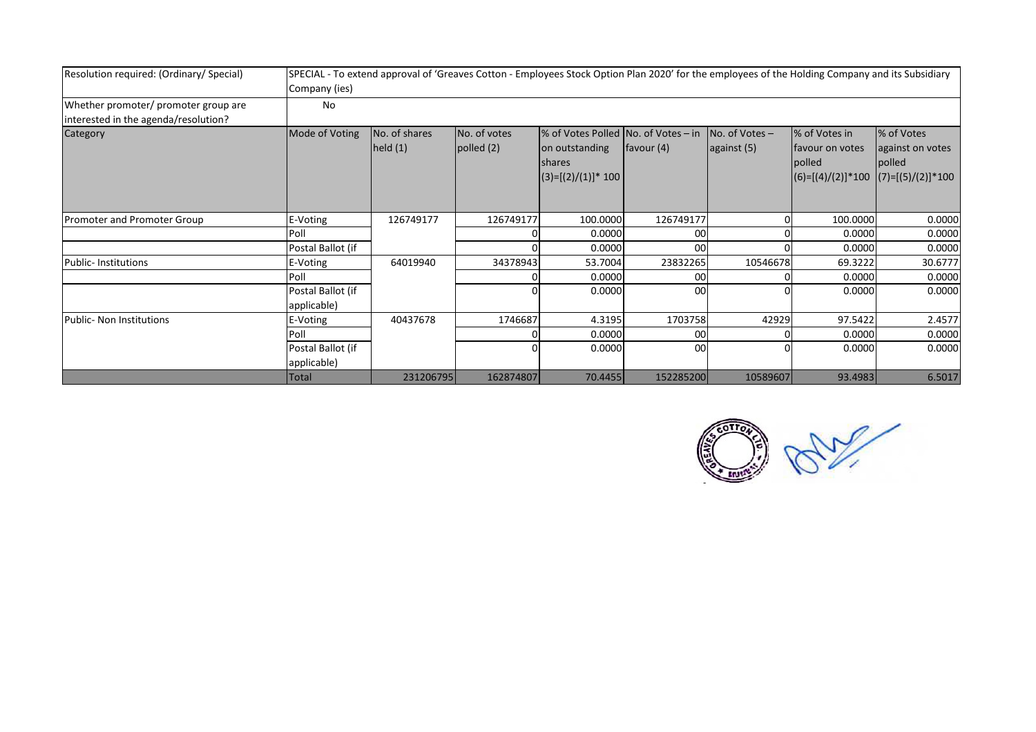| Resolution required: (Ordinary/ Special) | SPECIAL - To extend approval of 'Greaves Cotton - Employees Stock Option Plan 2020' for the employees of the Holding Company and its Subsidiary Company (ies) | | | | | | | |
|---|---|---|---|---|---|---|---|---|
| Whether promoter/ promoter group are interested in the agenda/resolution? | No | | | | | | | |
| Category | Mode of Voting | No. of shares held (1) | No. of votes polled (2) | % of Votes Polled on outstanding shares (3)=[(2)/(1)]* 100 | No. of Votes – in favour (4) | No. of Votes – against (5) | % of Votes in favour on votes polled (6)=[(4)/(2)]*100 | % of Votes against on votes polled (7)=[(5)/(2)]*100 |
| Promoter and Promoter Group | E-Voting | 126749177 | 126749177 | 100.0000 | 126749177 | 0 | 100.0000 | 0.0000 |
| | Poll | | 0 | 0.0000 | 00 | 0 | 0.0000 | 0.0000 |
| | Postal Ballot (if | | 0 | 0.0000 | 00 | 0 | 0.0000 | 0.0000 |
| Public- Institutions | E-Voting | 64019940 | 34378943 | 53.7004 | 23832265 | 10546678 | 69.3222 | 30.6777 |
| | Poll | | 0 | 0.0000 | 00 | 0 | 0.0000 | 0.0000 |
| | Postal Ballot (if applicable) | | 0 | 0.0000 | 00 | 0 | 0.0000 | 0.0000 |
| Public- Non Institutions | E-Voting | 40437678 | 1746687 | 4.3195 | 1703758 | 42929 | 97.5422 | 2.4577 |
| | Poll | | 0 | 0.0000 | 00 | 0 | 0.0000 | 0.0000 |
| | Postal Ballot (if applicable) | | 0 | 0.0000 | 00 | 0 | 0.0000 | 0.0000 |
| | Total | 231206795 | 162874807 | 70.4455 | 152285200 | 10589607 | 93.4983 | 6.5017 |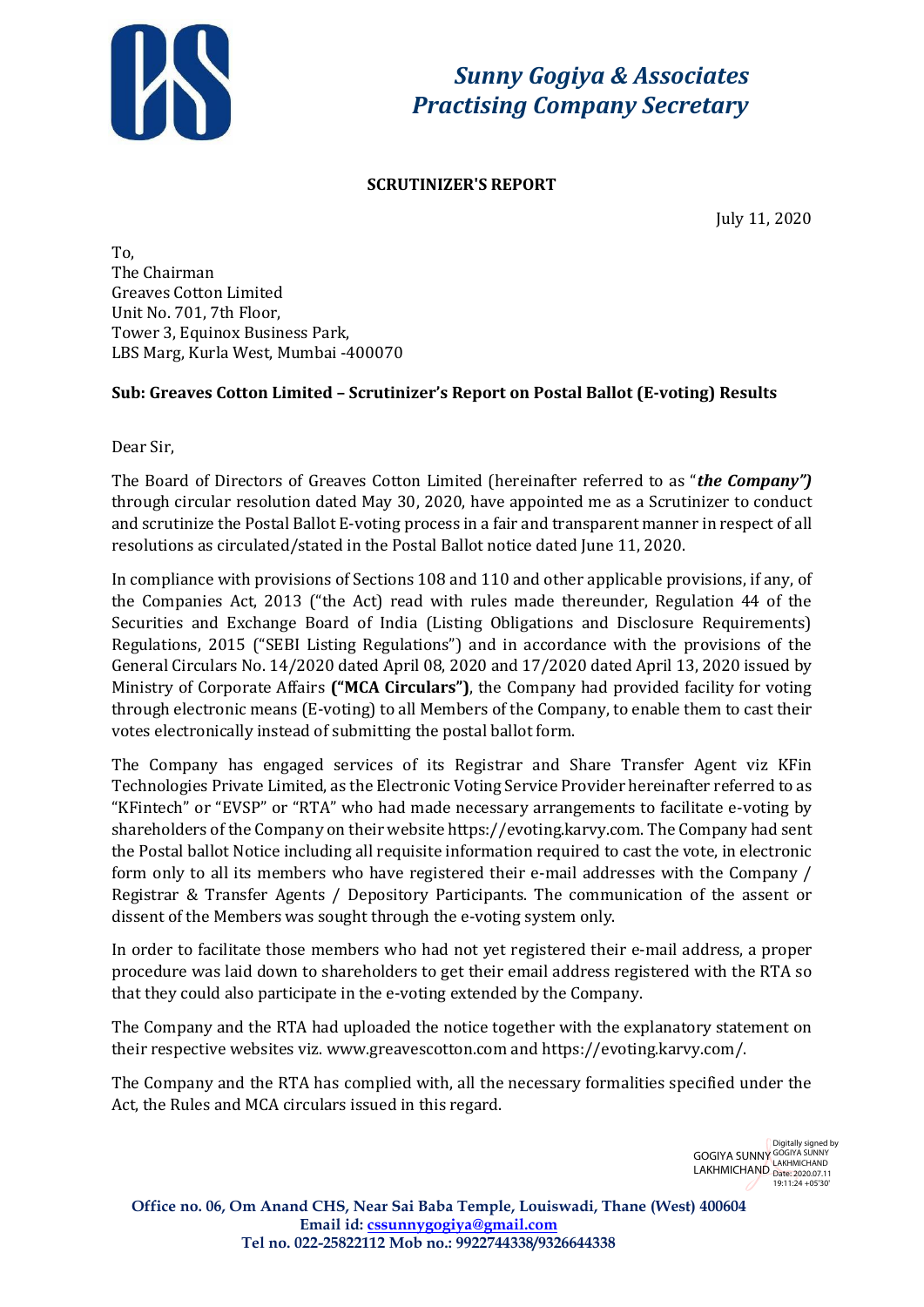# Sunny Gogiya & Associates
# Practising Company Secretary

**SCRUTINIZER'S REPORT**

July 11, 2020

To,
The Chairman
Greaves Cotton Limited
Unit No. 701, 7th Floor,
Tower 3, Equinox Business Park,
LBS Marg, Kurla West, Mumbai -400070

**Sub: Greaves Cotton Limited – Scrutinizer's Report on Postal Ballot (E-voting) Results**

Dear Sir,

The Board of Directors of Greaves Cotton Limited (hereinafter referred to as "***the Company")*** through circular resolution dated May 30, 2020, have appointed me as a Scrutinizer to conduct and scrutinize the Postal Ballot E-voting process in a fair and transparent manner in respect of all resolutions as circulated/stated in the Postal Ballot notice dated June 11, 2020.

In compliance with provisions of Sections 108 and 110 and other applicable provisions, if any, of the Companies Act, 2013 ("the Act) read with rules made thereunder, Regulation 44 of the Securities and Exchange Board of India (Listing Obligations and Disclosure Requirements) Regulations, 2015 ("SEBI Listing Regulations") and in accordance with the provisions of the General Circulars No. 14/2020 dated April 08, 2020 and 17/2020 dated April 13, 2020 issued by Ministry of Corporate Affairs **("MCA Circulars")**, the Company had provided facility for voting through electronic means (E-voting) to all Members of the Company, to enable them to cast their votes electronically instead of submitting the postal ballot form.

The Company has engaged services of its Registrar and Share Transfer Agent viz KFin Technologies Private Limited, as the Electronic Voting Service Provider hereinafter referred to as "KFintech" or "EVSP" or "RTA" who had made necessary arrangements to facilitate e-voting by shareholders of the Company on their website https://evoting.karvy.com. The Company had sent the Postal ballot Notice including all requisite information required to cast the vote, in electronic form only to all its members who have registered their e-mail addresses with the Company / Registrar & Transfer Agents / Depository Participants. The communication of the assent or dissent of the Members was sought through the e-voting system only.

In order to facilitate those members who had not yet registered their e-mail address, a proper procedure was laid down to shareholders to get their email address registered with the RTA so that they could also participate in the e-voting extended by the Company.

The Company and the RTA had uploaded the notice together with the explanatory statement on their respective websites viz. www.greavescotton.com and https://evoting.karvy.com/.

The Company and the RTA has complied with, all the necessary formalities specified under the Act, the Rules and MCA circulars issued in this regard.

GOGIYA SUNNY LAKHMICHAND
Digitally signed by GOGIYA SUNNY LAKHMICHAND
Date: 2020.07.11 19:11:24 +05'30'

**Office no. 06, Om Anand CHS, Near Sai Baba Temple, Louiswadi, Thane (West) 400604**
**Email id: cssunnygogiya@gmail.com**
**Tel no. 022-25822112 Mob no.: 9922744338/9326644338**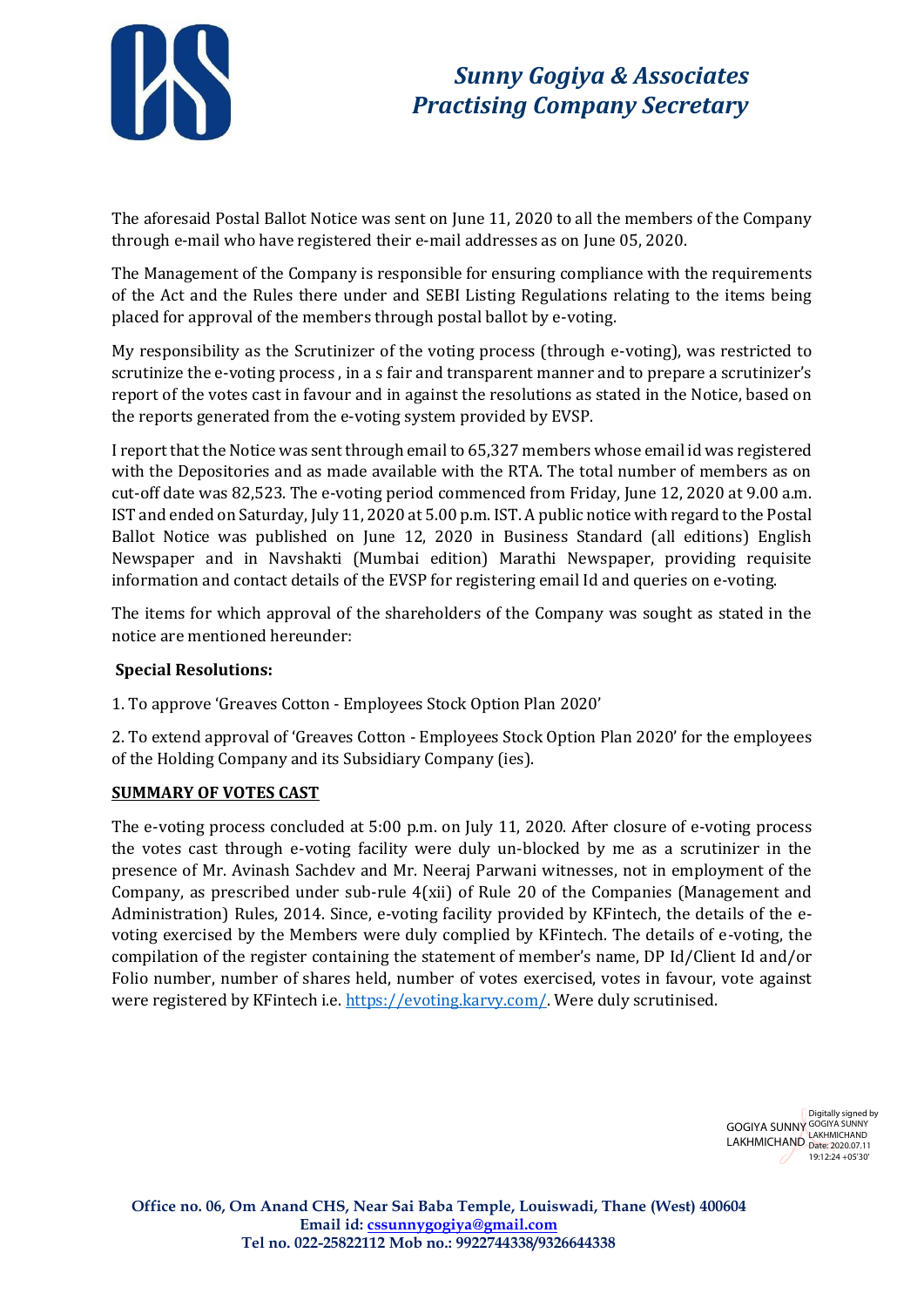The aforesaid Postal Ballot Notice was sent on June 11, 2020 to all the members of the Company through e-mail who have registered their e-mail addresses as on June 05, 2020.

The Management of the Company is responsible for ensuring compliance with the requirements of the Act and the Rules there under and SEBI Listing Regulations relating to the items being placed for approval of the members through postal ballot by e-voting.

My responsibility as the Scrutinizer of the voting process (through e-voting), was restricted to scrutinize the e-voting process , in a s fair and transparent manner and to prepare a scrutinizer's report of the votes cast in favour and in against the resolutions as stated in the Notice, based on the reports generated from the e-voting system provided by EVSP.

I report that the Notice was sent through email to 65,327 members whose email id was registered with the Depositories and as made available with the RTA. The total number of members as on cut-off date was 82,523. The e-voting period commenced from Friday, June 12, 2020 at 9.00 a.m. IST and ended on Saturday, July 11, 2020 at 5.00 p.m. IST. A public notice with regard to the Postal Ballot Notice was published on June 12, 2020 in Business Standard (all editions) English Newspaper and in Navshakti (Mumbai edition) Marathi Newspaper, providing requisite information and contact details of the EVSP for registering email Id and queries on e-voting.

The items for which approval of the shareholders of the Company was sought as stated in the notice are mentioned hereunder:

**Special Resolutions:**

1. To approve 'Greaves Cotton - Employees Stock Option Plan 2020'

2. To extend approval of 'Greaves Cotton - Employees Stock Option Plan 2020' for the employees of the Holding Company and its Subsidiary Company (ies).

**SUMMARY OF VOTES CAST**

The e-voting process concluded at 5:00 p.m. on July 11, 2020. After closure of e-voting process the votes cast through e-voting facility were duly un-blocked by me as a scrutinizer in the presence of Mr. Avinash Sachdev and Mr. Neeraj Parwani witnesses, not in employment of the Company, as prescribed under sub-rule 4(xii) of Rule 20 of the Companies (Management and Administration) Rules, 2014. Since, e-voting facility provided by KFintech, the details of the e-voting exercised by the Members were duly complied by KFintech. The details of e-voting, the compilation of the register containing the statement of member's name, DP Id/Client Id and/or Folio number, number of shares held, number of votes exercised, votes in favour, vote against were registered by KFintech i.e. https://evoting.karvy.com/. Were duly scrutinised.

GOGIYA SUNNY LAKHMICHAND
Digitally signed by GOGIYA SUNNY LAKHMICHAND
Date: 2020.07.11 19:12:24 +05'30'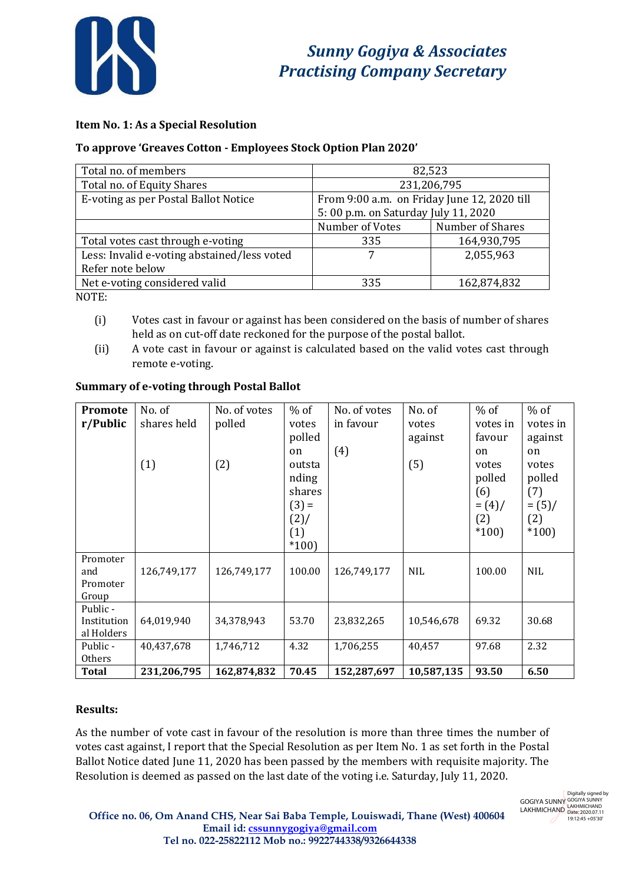## Sunny Gogiya & Associates
## Practising Company Secretary

**Item No. 1: As a Special Resolution**

**To approve 'Greaves Cotton - Employees Stock Option Plan 2020'**

| Total no. of members | 82,523 | |
|---|---|---|
| Total no. of Equity Shares | 231,206,795 | |
| E-voting as per Postal Ballot Notice | From 9:00 a.m. on Friday June 12, 2020 till 5: 00 p.m. on Saturday July 11, 2020 | |
| | Number of Votes | Number of Shares |
| Total votes cast through e-voting | 335 | 164,930,795 |
| Less: Invalid e-voting abstained/less voted Refer note below | 7 | 2,055,963 |
| Net e-voting considered valid | 335 | 162,874,832 |

NOTE:

(i) Votes cast in favour or against has been considered on the basis of number of shares held as on cut-off date reckoned for the purpose of the postal ballot.

(ii) A vote cast in favour or against is calculated based on the valid votes cast through remote e-voting.

**Summary of e-voting through Postal Ballot**

| **Promoter/Public** | No. of shares held (1) | No. of votes polled (2) | % of votes polled on outstanding shares (3) = (2)/(1) *100) | No. of votes in favour (4) | No. of votes against (5) | % of votes in favour on votes polled (6) = (4)/(2) *100) | % of votes in against on votes polled (7) = (5)/(2) *100) |
|---|---|---|---|---|---|---|---|
| Promoter and Promoter Group | 126,749,177 | 126,749,177 | 100.00 | 126,749,177 | NIL | 100.00 | NIL |
| Public - Institutional Holders | 64,019,940 | 34,378,943 | 53.70 | 23,832,265 | 10,546,678 | 69.32 | 30.68 |
| Public - Others | 40,437,678 | 1,746,712 | 4.32 | 1,706,255 | 40,457 | 97.68 | 2.32 |
| **Total** | **231,206,795** | **162,874,832** | **70.45** | **152,287,697** | **10,587,135** | **93.50** | **6.50** |

**Results:**

As the number of vote cast in favour of the resolution is more than three times the number of votes cast against, I report that the Special Resolution as per Item No. 1 as set forth in the Postal Ballot Notice dated June 11, 2020 has been passed by the members with requisite majority. The Resolution is deemed as passed on the last date of the voting i.e. Saturday, July 11, 2020.

GOGIYA SUNNY LAKHMICHAND — Digitally signed by GOGIYA SUNNY LAKHMICHAND Date: 2020.07.11 19:12:45 +05'30'

**Office no. 06, Om Anand CHS, Near Sai Baba Temple, Louiswadi, Thane (West) 400604**
**Email id: cssunnygogiya@gmail.com**
**Tel no. 022-25822112 Mob no.: 9922744338/9326644338**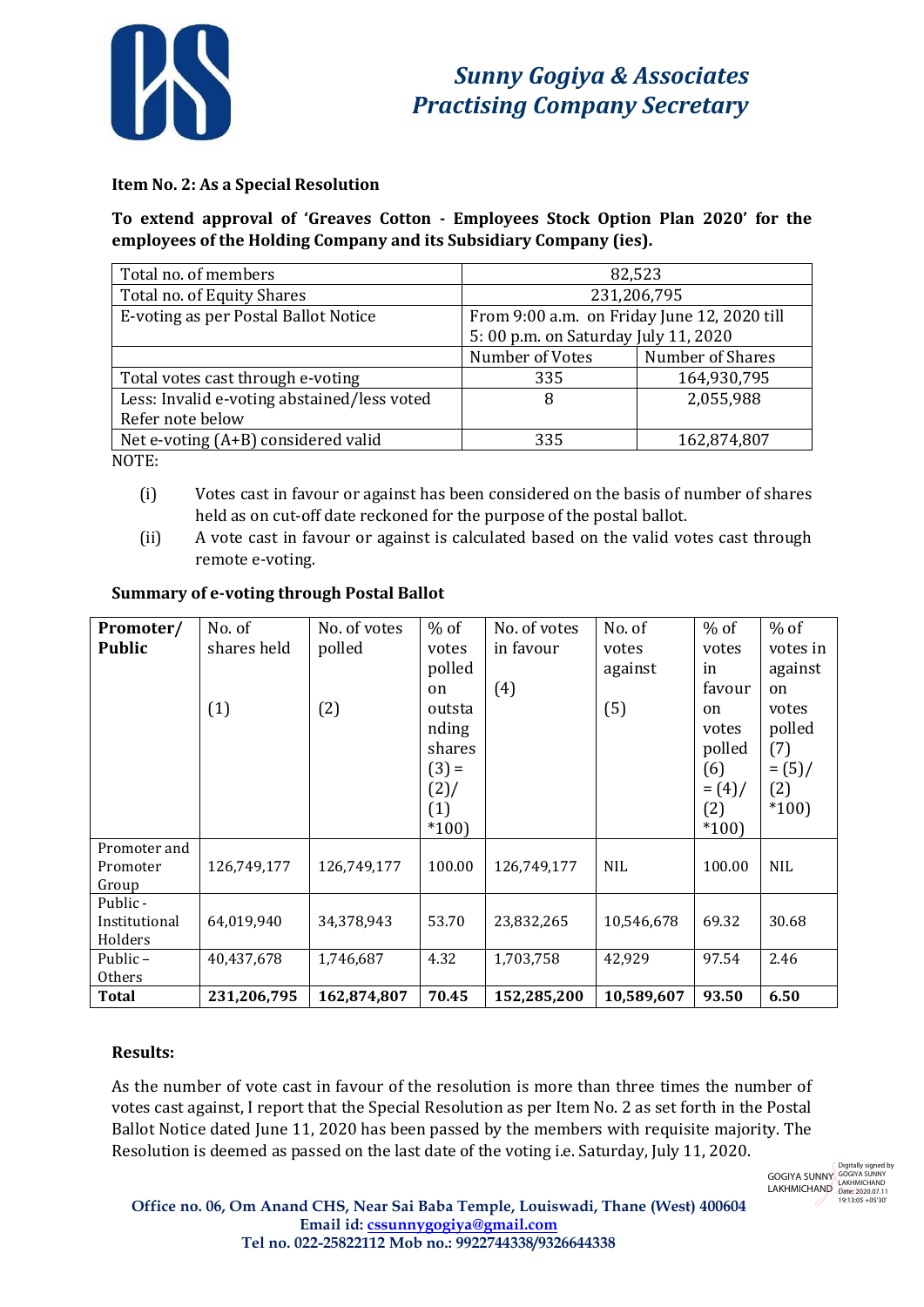*Sunny Gogiya & Associates*
*Practising Company Secretary*

**Item No. 2: As a Special Resolution**

**To extend approval of 'Greaves Cotton - Employees Stock Option Plan 2020' for the employees of the Holding Company and its Subsidiary Company (ies).**

| | | |
|---|---|---|
| Total no. of members | 82,523 | |
| Total no. of Equity Shares | 231,206,795 | |
| E-voting as per Postal Ballot Notice | From 9:00 a.m. on Friday June 12, 2020 till 5: 00 p.m. on Saturday July 11, 2020 | |
| | Number of Votes | Number of Shares |
| Total votes cast through e-voting | 335 | 164,930,795 |
| Less: Invalid e-voting abstained/less voted Refer note below | 8 | 2,055,988 |
| Net e-voting (A+B) considered valid | 335 | 162,874,807 |

NOTE:

(i) Votes cast in favour or against has been considered on the basis of number of shares held as on cut-off date reckoned for the purpose of the postal ballot.

(ii) A vote cast in favour or against is calculated based on the valid votes cast through remote e-voting.

**Summary of e-voting through Postal Ballot**

| **Promoter/ Public** | No. of shares held (1) | No. of votes polled (2) | % of votes polled on outstanding shares (3) = (2)/(1) *100) | No. of votes in favour (4) | No. of votes against (5) | % of votes in favour on votes polled (6) = (4)/(2) *100) | % of votes in against on votes polled (7) = (5)/(2) *100) |
|---|---|---|---|---|---|---|---|
| Promoter and Promoter Group | 126,749,177 | 126,749,177 | 100.00 | 126,749,177 | NIL | 100.00 | NIL |
| Public - Institutional Holders | 64,019,940 | 34,378,943 | 53.70 | 23,832,265 | 10,546,678 | 69.32 | 30.68 |
| Public – Others | 40,437,678 | 1,746,687 | 4.32 | 1,703,758 | 42,929 | 97.54 | 2.46 |
| **Total** | **231,206,795** | **162,874,807** | **70.45** | **152,285,200** | **10,589,607** | **93.50** | **6.50** |

**Results:**

As the number of vote cast in favour of the resolution is more than three times the number of votes cast against, I report that the Special Resolution as per Item No. 2 as set forth in the Postal Ballot Notice dated June 11, 2020 has been passed by the members with requisite majority. The Resolution is deemed as passed on the last date of the voting i.e. Saturday, July 11, 2020.

GOGIYA SUNNY LAKHMICHAND
Digitally signed by GOGIYA SUNNY LAKHMICHAND Date: 2020.07.11 19:13:05 +05'30'

**Office no. 06, Om Anand CHS, Near Sai Baba Temple, Louiswadi, Thane (West) 400604**
**Email id: cssunnygogiya@gmail.com**
**Tel no. 022-25822112 Mob no.: 9922744338/9326644338**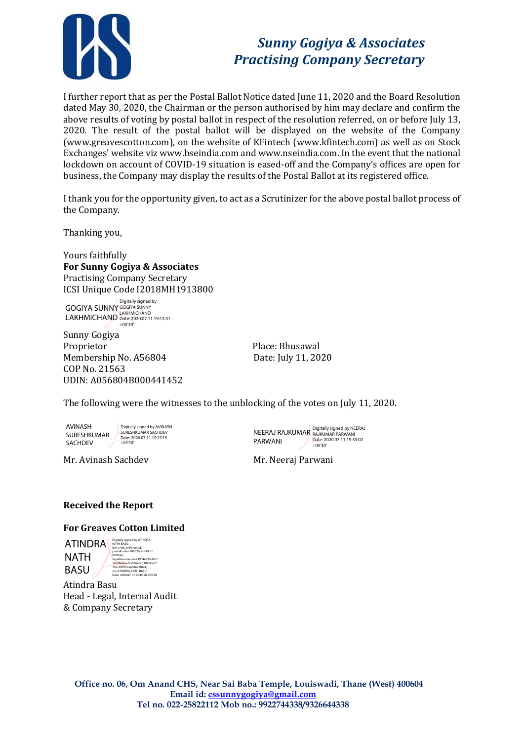# *Sunny Gogiya & Associates*
## *Practising Company Secretary*

I further report that as per the Postal Ballot Notice dated June 11, 2020 and the Board Resolution dated May 30, 2020, the Chairman or the person authorised by him may declare and confirm the above results of voting by postal ballot in respect of the resolution referred, on or before July 13, 2020. The result of the postal ballot will be displayed on the website of the Company (www.greavescotton.com), on the website of KFintech (www.kfintech.com) as well as on Stock Exchanges' website viz www.bseindia.com and www.nseindia.com. In the event that the national lockdown on account of COVID-19 situation is eased-off and the Company's offices are open for business, the Company may display the results of the Postal Ballot at its registered office.

I thank you for the opportunity given, to act as a Scrutinizer for the above postal ballot process of the Company.

Thanking you,

Yours faithfully
**For Sunny Gogiya & Associates**
Practising Company Secretary
ICSI Unique Code I2018MH1913800

GOGIYA SUNNY LAKHMICHAND — Digitally signed by GOGIYA SUNNY LAKHMICHAND Date: 2020.07.11 19:13:31 +05'30'

Sunny Gogiya
Proprietor
Membership No. A56804
COP No. 21563
UDIN: A056804B000441452

Place: Bhusawal
Date: July 11, 2020

The following were the witnesses to the unblocking of the votes on July 11, 2020.

AVINASH SURESHKUMAR SACHDEV — Digitally signed by AVINASH SURESHKUMAR SACHDEV Date: 2020.07.11 19:27:15 +05'30'

Mr. Avinash Sachdev

NEERAJ RAJKUMAR PARWANI — Digitally signed by NEERAJ RAJKUMAR PARWANI Date: 2020.07.11 19:33:02 +05'30'

Mr. Neeraj Parwani

**Received the Report**

**For Greaves Cotton Limited**

ATINDRA NATH BASU — Digitally signed by ATINDRA NATH BASU DN: c=IN, o=Personal, postalCode=700026, st=WEST BENGAL, serialNumber=6a739644895d9b71ab90ddaee772bf6e6c81895bc67767c20ff2ca9a68623f8a4, cn=ATINDRA NATH BASU Date: 2020.07.13 14:45:58 +05'30'

Atindra Basu
Head - Legal, Internal Audit
& Company Secretary

**Office no. 06, Om Anand CHS, Near Sai Baba Temple, Louiswadi, Thane (West) 400604**
**Email id: cssunnygogiya@gmail.com**
**Tel no. 022-25822112 Mob no.: 9922744338/9326644338**